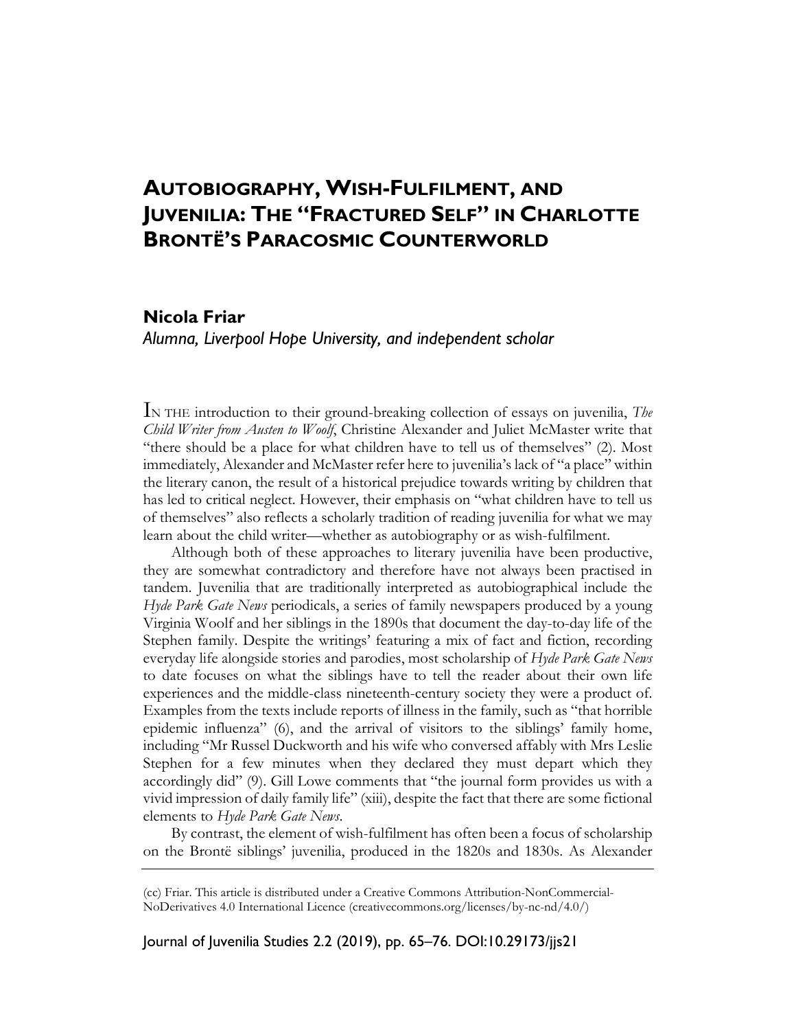# AUTOBIOGRAPHY, WISH-FULFILMENT, AND JUVENILIA: THE "FRACTURED SELF" IN CHARLOTTE BRONTË'S PARACOSMIC COUNTERWORLD

**Nicola Friar**

*Alumna, Liverpool Hope University, and independent scholar*

IN THE introduction to their ground-breaking collection of essays on juvenilia, *The Child Writer from Austen to Woolf*, Christine Alexander and Juliet McMaster write that "there should be a place for what children have to tell us of themselves" (2). Most immediately, Alexander and McMaster refer here to juvenilia's lack of "a place" within the literary canon, the result of a historical prejudice towards writing by children that has led to critical neglect. However, their emphasis on "what children have to tell us of themselves" also reflects a scholarly tradition of reading juvenilia for what we may learn about the child writer—whether as autobiography or as wish-fulfilment.

Although both of these approaches to literary juvenilia have been productive, they are somewhat contradictory and therefore have not always been practised in tandem. Juvenilia that are traditionally interpreted as autobiographical include the *Hyde Park Gate News* periodicals, a series of family newspapers produced by a young Virginia Woolf and her siblings in the 1890s that document the day-to-day life of the Stephen family. Despite the writings' featuring a mix of fact and fiction, recording everyday life alongside stories and parodies, most scholarship of *Hyde Park Gate News* to date focuses on what the siblings have to tell the reader about their own life experiences and the middle-class nineteenth-century society they were a product of. Examples from the texts include reports of illness in the family, such as "that horrible epidemic influenza" (6), and the arrival of visitors to the siblings' family home, including "Mr Russel Duckworth and his wife who conversed affably with Mrs Leslie Stephen for a few minutes when they declared they must depart which they accordingly did" (9). Gill Lowe comments that "the journal form provides us with a vivid impression of daily family life" (xiii), despite the fact that there are some fictional elements to *Hyde Park Gate News*.

By contrast, the element of wish-fulfilment has often been a focus of scholarship on the Brontë siblings' juvenilia, produced in the 1820s and 1830s. As Alexander

(cc) Friar. This article is distributed under a Creative Commons Attribution-NonCommercial-NoDerivatives 4.0 International Licence (creativecommons.org/licenses/by-nc-nd/4.0/)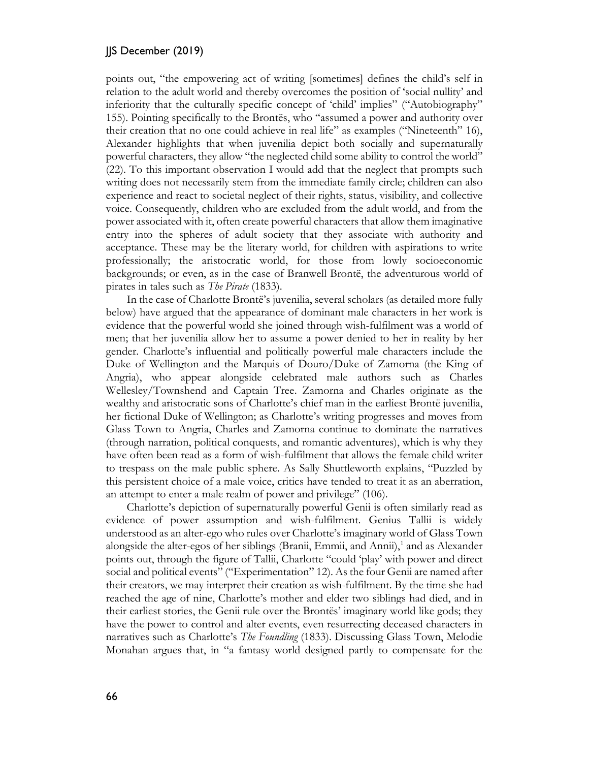points out, "the empowering act of writing [sometimes] defines the child's self in relation to the adult world and thereby overcomes the position of 'social nullity' and inferiority that the culturally specific concept of 'child' implies" ("Autobiography" 155). Pointing specifically to the Brontës, who "assumed a power and authority over their creation that no one could achieve in real life" as examples ("Nineteenth" 16), Alexander highlights that when juvenilia depict both socially and supernaturally powerful characters, they allow "the neglected child some ability to control the world" (22). To this important observation I would add that the neglect that prompts such writing does not necessarily stem from the immediate family circle; children can also experience and react to societal neglect of their rights, status, visibility, and collective voice. Consequently, children who are excluded from the adult world, and from the power associated with it, often create powerful characters that allow them imaginative entry into the spheres of adult society that they associate with authority and acceptance. These may be the literary world, for children with aspirations to write professionally; the aristocratic world, for those from lowly socioeconomic backgrounds; or even, as in the case of Branwell Brontë, the adventurous world of pirates in tales such as *The Pirate* (1833).

In the case of Charlotte Brontë's juvenilia, several scholars (as detailed more fully below) have argued that the appearance of dominant male characters in her work is evidence that the powerful world she joined through wish-fulfilment was a world of men; that her juvenilia allow her to assume a power denied to her in reality by her gender. Charlotte's influential and politically powerful male characters include the Duke of Wellington and the Marquis of Douro/Duke of Zamorna (the King of Angria), who appear alongside celebrated male authors such as Charles Wellesley/Townshend and Captain Tree. Zamorna and Charles originate as the wealthy and aristocratic sons of Charlotte's chief man in the earliest Brontë juvenilia, her fictional Duke of Wellington; as Charlotte's writing progresses and moves from Glass Town to Angria, Charles and Zamorna continue to dominate the narratives (through narration, political conquests, and romantic adventures), which is why they have often been read as a form of wish-fulfilment that allows the female child writer to trespass on the male public sphere. As Sally Shuttleworth explains, "Puzzled by this persistent choice of a male voice, critics have tended to treat it as an aberration, an attempt to enter a male realm of power and privilege" (106).

Charlotte's depiction of supernaturally powerful Genii is often similarly read as evidence of power assumption and wish-fulfilment. Genius Tallii is widely understood as an alter-ego who rules over Charlotte's imaginary world of Glass Town alongside the alter-egos of her siblings (Branii, Emmii, and Annii),[1] and as Alexander points out, through the figure of Tallii, Charlotte "could 'play' with power and direct social and political events" ("Experimentation" 12). As the four Genii are named after their creators, we may interpret their creation as wish-fulfilment. By the time she had reached the age of nine, Charlotte's mother and elder two siblings had died, and in their earliest stories, the Genii rule over the Brontës' imaginary world like gods; they have the power to control and alter events, even resurrecting deceased characters in narratives such as Charlotte's *The Foundling* (1833). Discussing Glass Town, Melodie Monahan argues that, in "a fantasy world designed partly to compensate for the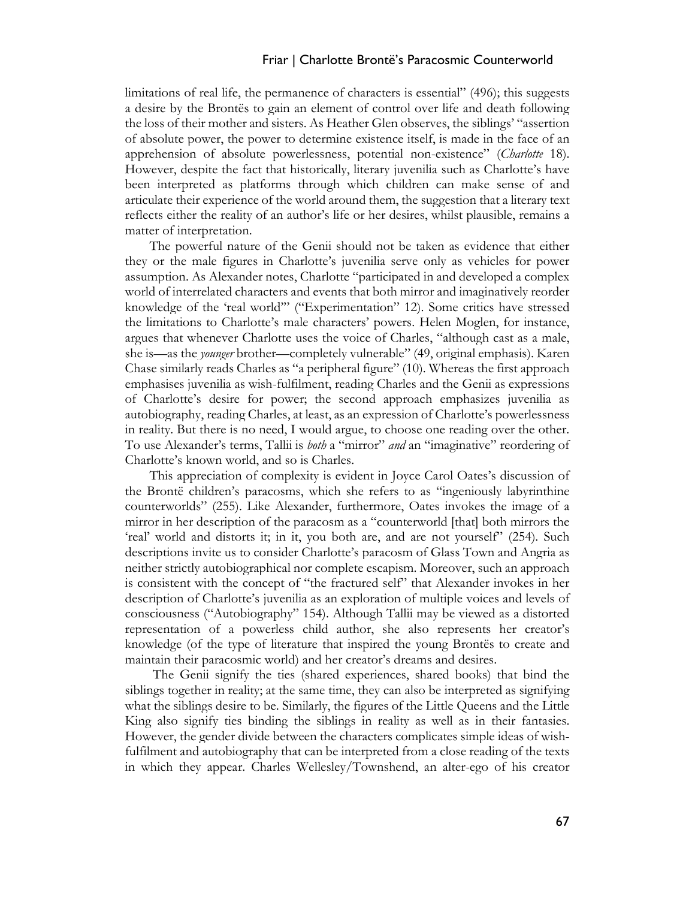limitations of real life, the permanence of characters is essential" (496); this suggests a desire by the Brontës to gain an element of control over life and death following the loss of their mother and sisters. As Heather Glen observes, the siblings' "assertion of absolute power, the power to determine existence itself, is made in the face of an apprehension of absolute powerlessness, potential non-existence" (*Charlotte* 18). However, despite the fact that historically, literary juvenilia such as Charlotte's have been interpreted as platforms through which children can make sense of and articulate their experience of the world around them, the suggestion that a literary text reflects either the reality of an author's life or her desires, whilst plausible, remains a matter of interpretation.

The powerful nature of the Genii should not be taken as evidence that either they or the male figures in Charlotte's juvenilia serve only as vehicles for power assumption. As Alexander notes, Charlotte "participated in and developed a complex world of interrelated characters and events that both mirror and imaginatively reorder knowledge of the 'real world'" ("Experimentation" 12). Some critics have stressed the limitations to Charlotte's male characters' powers. Helen Moglen, for instance, argues that whenever Charlotte uses the voice of Charles, "although cast as a male, she is—as the *younger* brother—completely vulnerable" (49, original emphasis). Karen Chase similarly reads Charles as "a peripheral figure" (10). Whereas the first approach emphasises juvenilia as wish-fulfilment, reading Charles and the Genii as expressions of Charlotte's desire for power; the second approach emphasizes juvenilia as autobiography, reading Charles, at least, as an expression of Charlotte's powerlessness in reality. But there is no need, I would argue, to choose one reading over the other. To use Alexander's terms, Tallii is *both* a "mirror" *and* an "imaginative" reordering of Charlotte's known world, and so is Charles.

This appreciation of complexity is evident in Joyce Carol Oates's discussion of the Brontë children's paracosms, which she refers to as "ingeniously labyrinthine counterworlds" (255). Like Alexander, furthermore, Oates invokes the image of a mirror in her description of the paracosm as a "counterworld [that] both mirrors the 'real' world and distorts it; in it, you both are, and are not yourself" (254). Such descriptions invite us to consider Charlotte's paracosm of Glass Town and Angria as neither strictly autobiographical nor complete escapism. Moreover, such an approach is consistent with the concept of "the fractured self" that Alexander invokes in her description of Charlotte's juvenilia as an exploration of multiple voices and levels of consciousness ("Autobiography" 154). Although Tallii may be viewed as a distorted representation of a powerless child author, she also represents her creator's knowledge (of the type of literature that inspired the young Brontës to create and maintain their paracosmic world) and her creator's dreams and desires.

The Genii signify the ties (shared experiences, shared books) that bind the siblings together in reality; at the same time, they can also be interpreted as signifying what the siblings desire to be. Similarly, the figures of the Little Queens and the Little King also signify ties binding the siblings in reality as well as in their fantasies. However, the gender divide between the characters complicates simple ideas of wish-fulfilment and autobiography that can be interpreted from a close reading of the texts in which they appear. Charles Wellesley/Townshend, an alter-ego of his creator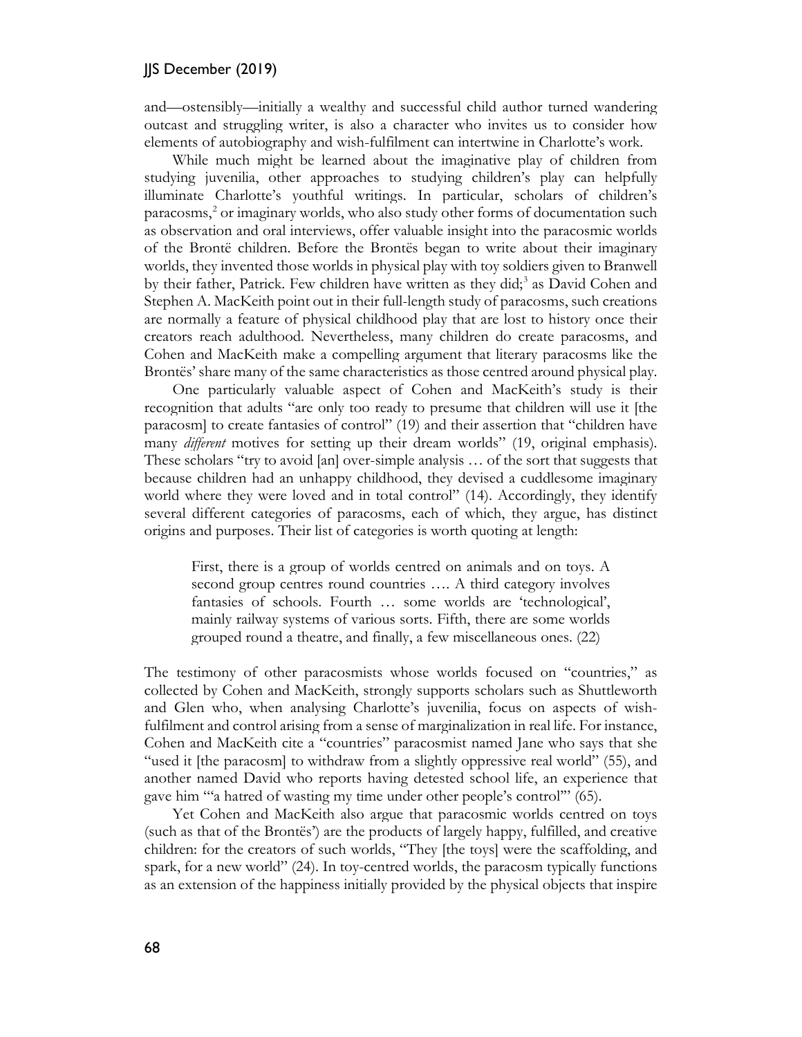and—ostensibly—initially a wealthy and successful child author turned wandering outcast and struggling writer, is also a character who invites us to consider how elements of autobiography and wish-fulfilment can intertwine in Charlotte's work.

While much might be learned about the imaginative play of children from studying juvenilia, other approaches to studying children's play can helpfully illuminate Charlotte's youthful writings. In particular, scholars of children's paracosms,[2] or imaginary worlds, who also study other forms of documentation such as observation and oral interviews, offer valuable insight into the paracosmic worlds of the Brontë children. Before the Brontës began to write about their imaginary worlds, they invented those worlds in physical play with toy soldiers given to Branwell by their father, Patrick. Few children have written as they did;[3] as David Cohen and Stephen A. MacKeith point out in their full-length study of paracosms, such creations are normally a feature of physical childhood play that are lost to history once their creators reach adulthood. Nevertheless, many children do create paracosms, and Cohen and MacKeith make a compelling argument that literary paracosms like the Brontës' share many of the same characteristics as those centred around physical play.

One particularly valuable aspect of Cohen and MacKeith's study is their recognition that adults "are only too ready to presume that children will use it [the paracosm] to create fantasies of control" (19) and their assertion that "children have many *different* motives for setting up their dream worlds" (19, original emphasis). These scholars "try to avoid [an] over-simple analysis … of the sort that suggests that because children had an unhappy childhood, they devised a cuddlesome imaginary world where they were loved and in total control" (14). Accordingly, they identify several different categories of paracosms, each of which, they argue, has distinct origins and purposes. Their list of categories is worth quoting at length:

> First, there is a group of worlds centred on animals and on toys. A second group centres round countries …. A third category involves fantasies of schools. Fourth … some worlds are 'technological', mainly railway systems of various sorts. Fifth, there are some worlds grouped round a theatre, and finally, a few miscellaneous ones. (22)

The testimony of other paracosmists whose worlds focused on "countries," as collected by Cohen and MacKeith, strongly supports scholars such as Shuttleworth and Glen who, when analysing Charlotte's juvenilia, focus on aspects of wish-fulfilment and control arising from a sense of marginalization in real life. For instance, Cohen and MacKeith cite a "countries" paracosmist named Jane who says that she "used it [the paracosm] to withdraw from a slightly oppressive real world" (55), and another named David who reports having detested school life, an experience that gave him "'a hatred of wasting my time under other people's control'" (65).

Yet Cohen and MacKeith also argue that paracosmic worlds centred on toys (such as that of the Brontës') are the products of largely happy, fulfilled, and creative children: for the creators of such worlds, "They [the toys] were the scaffolding, and spark, for a new world" (24). In toy-centred worlds, the paracosm typically functions as an extension of the happiness initially provided by the physical objects that inspire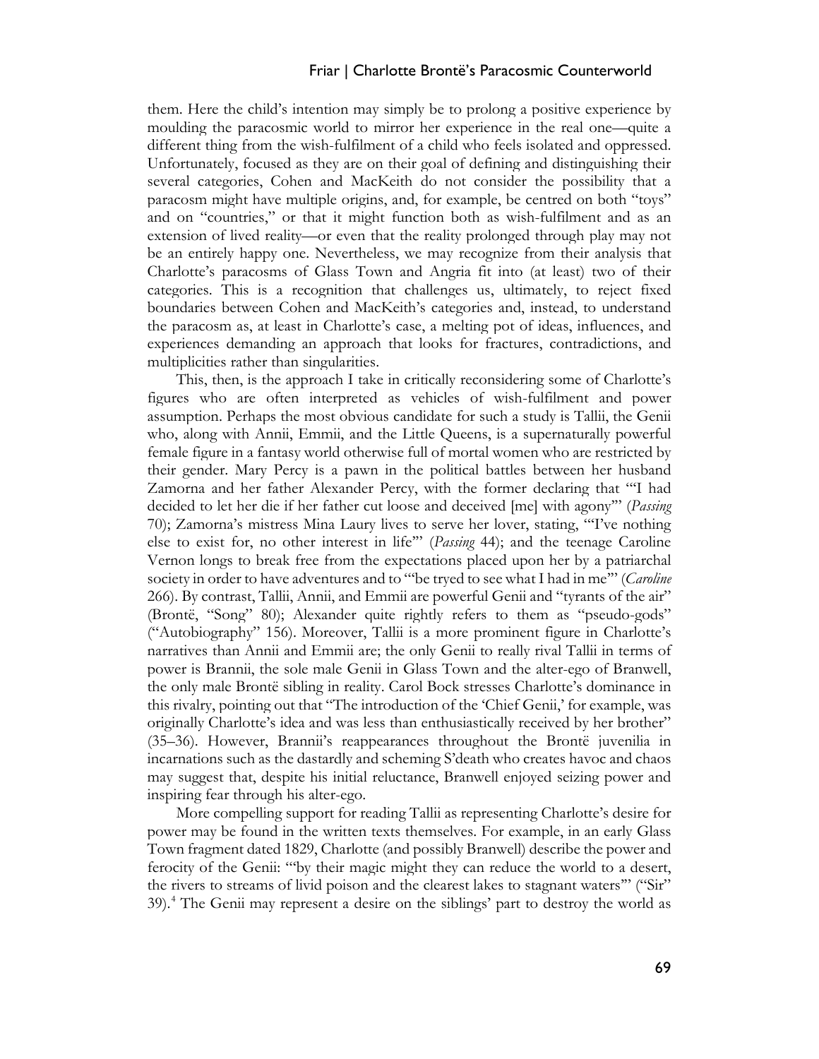them. Here the child's intention may simply be to prolong a positive experience by moulding the paracosmic world to mirror her experience in the real one—quite a different thing from the wish-fulfilment of a child who feels isolated and oppressed. Unfortunately, focused as they are on their goal of defining and distinguishing their several categories, Cohen and MacKeith do not consider the possibility that a paracosm might have multiple origins, and, for example, be centred on both "toys" and on "countries," or that it might function both as wish-fulfilment and as an extension of lived reality—or even that the reality prolonged through play may not be an entirely happy one. Nevertheless, we may recognize from their analysis that Charlotte's paracosms of Glass Town and Angria fit into (at least) two of their categories. This is a recognition that challenges us, ultimately, to reject fixed boundaries between Cohen and MacKeith's categories and, instead, to understand the paracosm as, at least in Charlotte's case, a melting pot of ideas, influences, and experiences demanding an approach that looks for fractures, contradictions, and multiplicities rather than singularities.

This, then, is the approach I take in critically reconsidering some of Charlotte's figures who are often interpreted as vehicles of wish-fulfilment and power assumption. Perhaps the most obvious candidate for such a study is Tallii, the Genii who, along with Annii, Emmii, and the Little Queens, is a supernaturally powerful female figure in a fantasy world otherwise full of mortal women who are restricted by their gender. Mary Percy is a pawn in the political battles between her husband Zamorna and her father Alexander Percy, with the former declaring that "'I had decided to let her die if her father cut loose and deceived [me] with agony'" (*Passing* 70); Zamorna's mistress Mina Laury lives to serve her lover, stating, "'I've nothing else to exist for, no other interest in life'" (*Passing* 44); and the teenage Caroline Vernon longs to break free from the expectations placed upon her by a patriarchal society in order to have adventures and to "'be tryed to see what I had in me'" (*Caroline* 266). By contrast, Tallii, Annii, and Emmii are powerful Genii and "tyrants of the air" (Brontë, "Song" 80); Alexander quite rightly refers to them as "pseudo-gods" ("Autobiography" 156). Moreover, Tallii is a more prominent figure in Charlotte's narratives than Annii and Emmii are; the only Genii to really rival Tallii in terms of power is Brannii, the sole male Genii in Glass Town and the alter-ego of Branwell, the only male Brontë sibling in reality. Carol Bock stresses Charlotte's dominance in this rivalry, pointing out that "The introduction of the 'Chief Genii,' for example, was originally Charlotte's idea and was less than enthusiastically received by her brother" (35–36). However, Brannii's reappearances throughout the Brontë juvenilia in incarnations such as the dastardly and scheming S'death who creates havoc and chaos may suggest that, despite his initial reluctance, Branwell enjoyed seizing power and inspiring fear through his alter-ego.

More compelling support for reading Tallii as representing Charlotte's desire for power may be found in the written texts themselves. For example, in an early Glass Town fragment dated 1829, Charlotte (and possibly Branwell) describe the power and ferocity of the Genii: "'by their magic might they can reduce the world to a desert, the rivers to streams of livid poison and the clearest lakes to stagnant waters'" ("Sir" 39).[4] The Genii may represent a desire on the siblings' part to destroy the world as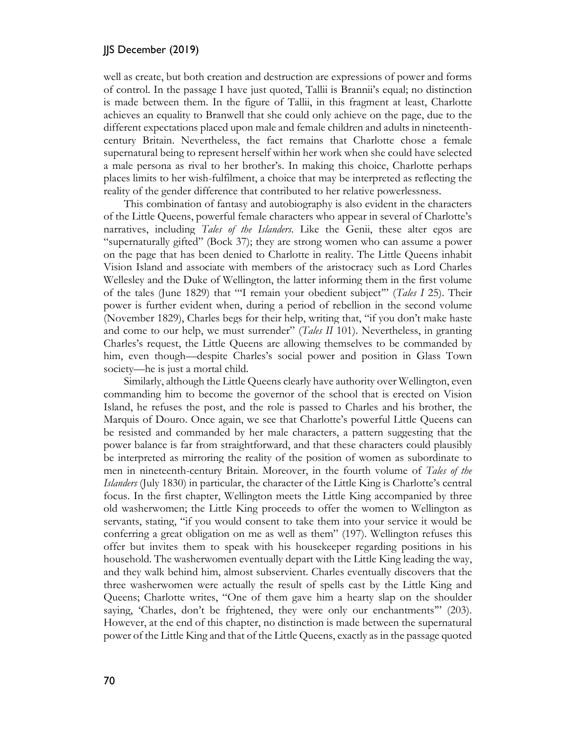well as create, but both creation and destruction are expressions of power and forms of control. In the passage I have just quoted, Tallii is Brannii's equal; no distinction is made between them. In the figure of Tallii, in this fragment at least, Charlotte achieves an equality to Branwell that she could only achieve on the page, due to the different expectations placed upon male and female children and adults in nineteenth-century Britain. Nevertheless, the fact remains that Charlotte chose a female supernatural being to represent herself within her work when she could have selected a male persona as rival to her brother's. In making this choice, Charlotte perhaps places limits to her wish-fulfilment, a choice that may be interpreted as reflecting the reality of the gender difference that contributed to her relative powerlessness.

This combination of fantasy and autobiography is also evident in the characters of the Little Queens, powerful female characters who appear in several of Charlotte's narratives, including *Tales of the Islanders*. Like the Genii, these alter egos are "supernaturally gifted" (Bock 37); they are strong women who can assume a power on the page that has been denied to Charlotte in reality. The Little Queens inhabit Vision Island and associate with members of the aristocracy such as Lord Charles Wellesley and the Duke of Wellington, the latter informing them in the first volume of the tales (June 1829) that "'I remain your obedient subject'" (*Tales I* 25). Their power is further evident when, during a period of rebellion in the second volume (November 1829), Charles begs for their help, writing that, "if you don't make haste and come to our help, we must surrender" (*Tales II* 101). Nevertheless, in granting Charles's request, the Little Queens are allowing themselves to be commanded by him, even though—despite Charles's social power and position in Glass Town society—he is just a mortal child.

Similarly, although the Little Queens clearly have authority over Wellington, even commanding him to become the governor of the school that is erected on Vision Island, he refuses the post, and the role is passed to Charles and his brother, the Marquis of Douro. Once again, we see that Charlotte's powerful Little Queens can be resisted and commanded by her male characters, a pattern suggesting that the power balance is far from straightforward, and that these characters could plausibly be interpreted as mirroring the reality of the position of women as subordinate to men in nineteenth-century Britain. Moreover, in the fourth volume of *Tales of the Islanders* (July 1830) in particular, the character of the Little King is Charlotte's central focus. In the first chapter, Wellington meets the Little King accompanied by three old washerwomen; the Little King proceeds to offer the women to Wellington as servants, stating, "if you would consent to take them into your service it would be conferring a great obligation on me as well as them" (197). Wellington refuses this offer but invites them to speak with his housekeeper regarding positions in his household. The washerwomen eventually depart with the Little King leading the way, and they walk behind him, almost subservient. Charles eventually discovers that the three washerwomen were actually the result of spells cast by the Little King and Queens; Charlotte writes, "One of them gave him a hearty slap on the shoulder saying, 'Charles, don't be frightened, they were only our enchantments'" (203). However, at the end of this chapter, no distinction is made between the supernatural power of the Little King and that of the Little Queens, exactly as in the passage quoted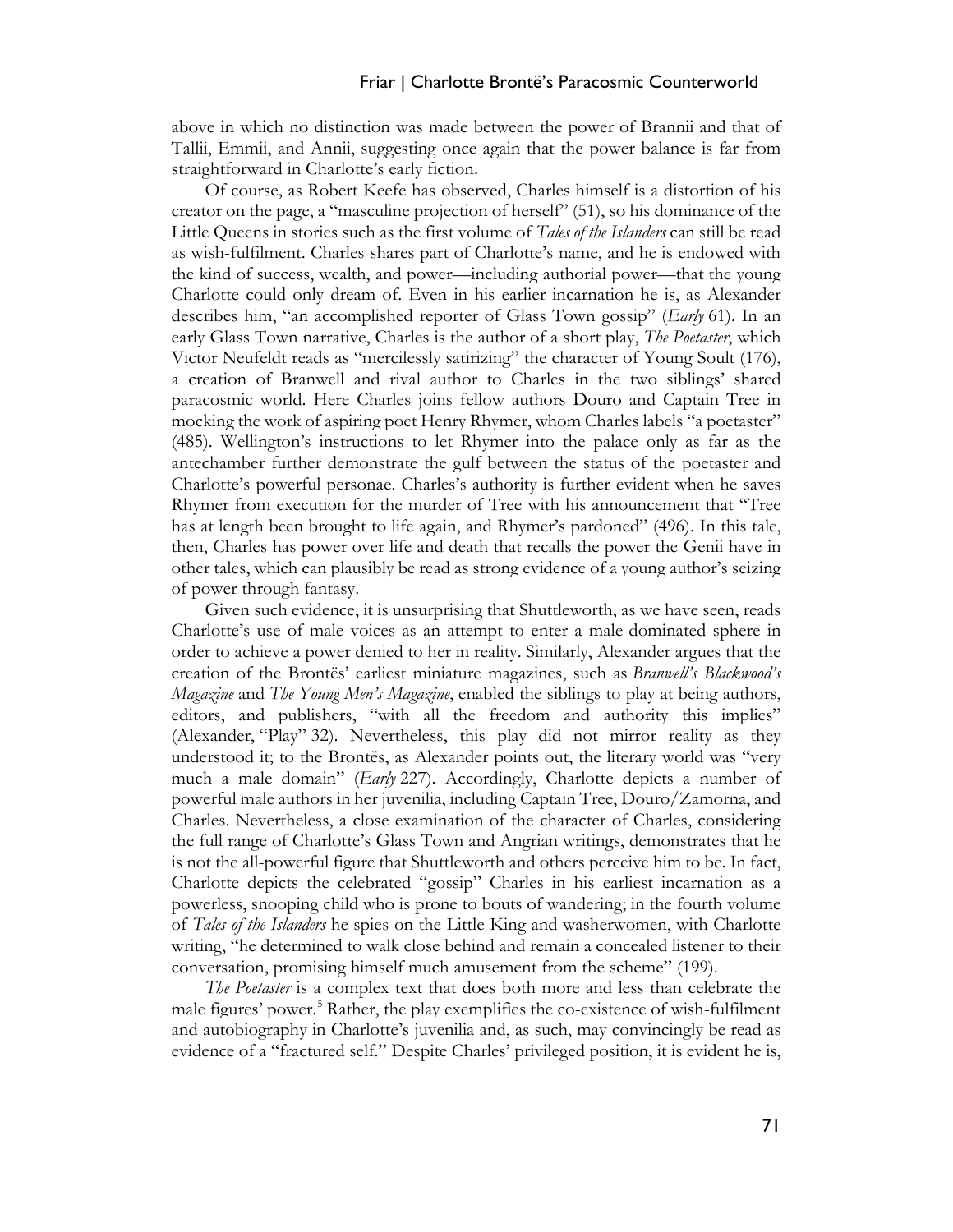above in which no distinction was made between the power of Brannii and that of Tallii, Emmii, and Annii, suggesting once again that the power balance is far from straightforward in Charlotte's early fiction.

Of course, as Robert Keefe has observed, Charles himself is a distortion of his creator on the page, a "masculine projection of herself" (51), so his dominance of the Little Queens in stories such as the first volume of *Tales of the Islanders* can still be read as wish-fulfilment. Charles shares part of Charlotte's name, and he is endowed with the kind of success, wealth, and power—including authorial power—that the young Charlotte could only dream of. Even in his earlier incarnation he is, as Alexander describes him, "an accomplished reporter of Glass Town gossip" (*Early* 61). In an early Glass Town narrative, Charles is the author of a short play, *The Poetaster*, which Victor Neufeldt reads as "mercilessly satirizing" the character of Young Soult (176), a creation of Branwell and rival author to Charles in the two siblings' shared paracosmic world. Here Charles joins fellow authors Douro and Captain Tree in mocking the work of aspiring poet Henry Rhymer, whom Charles labels "a poetaster" (485). Wellington's instructions to let Rhymer into the palace only as far as the antechamber further demonstrate the gulf between the status of the poetaster and Charlotte's powerful personae. Charles's authority is further evident when he saves Rhymer from execution for the murder of Tree with his announcement that "Tree has at length been brought to life again, and Rhymer's pardoned" (496). In this tale, then, Charles has power over life and death that recalls the power the Genii have in other tales, which can plausibly be read as strong evidence of a young author's seizing of power through fantasy.

Given such evidence, it is unsurprising that Shuttleworth, as we have seen, reads Charlotte's use of male voices as an attempt to enter a male-dominated sphere in order to achieve a power denied to her in reality. Similarly, Alexander argues that the creation of the Brontës' earliest miniature magazines, such as *Branwell's Blackwood's Magazine* and *The Young Men's Magazine*, enabled the siblings to play at being authors, editors, and publishers, "with all the freedom and authority this implies" (Alexander, "Play" 32). Nevertheless, this play did not mirror reality as they understood it; to the Brontës, as Alexander points out, the literary world was "very much a male domain" (*Early* 227). Accordingly, Charlotte depicts a number of powerful male authors in her juvenilia, including Captain Tree, Douro/Zamorna, and Charles. Nevertheless, a close examination of the character of Charles, considering the full range of Charlotte's Glass Town and Angrian writings, demonstrates that he is not the all-powerful figure that Shuttleworth and others perceive him to be. In fact, Charlotte depicts the celebrated "gossip" Charles in his earliest incarnation as a powerless, snooping child who is prone to bouts of wandering; in the fourth volume of *Tales of the Islanders* he spies on the Little King and washerwomen, with Charlotte writing, "he determined to walk close behind and remain a concealed listener to their conversation, promising himself much amusement from the scheme" (199).

*The Poetaster* is a complex text that does both more and less than celebrate the male figures' power.[5] Rather, the play exemplifies the co-existence of wish-fulfilment and autobiography in Charlotte's juvenilia and, as such, may convincingly be read as evidence of a "fractured self." Despite Charles' privileged position, it is evident he is,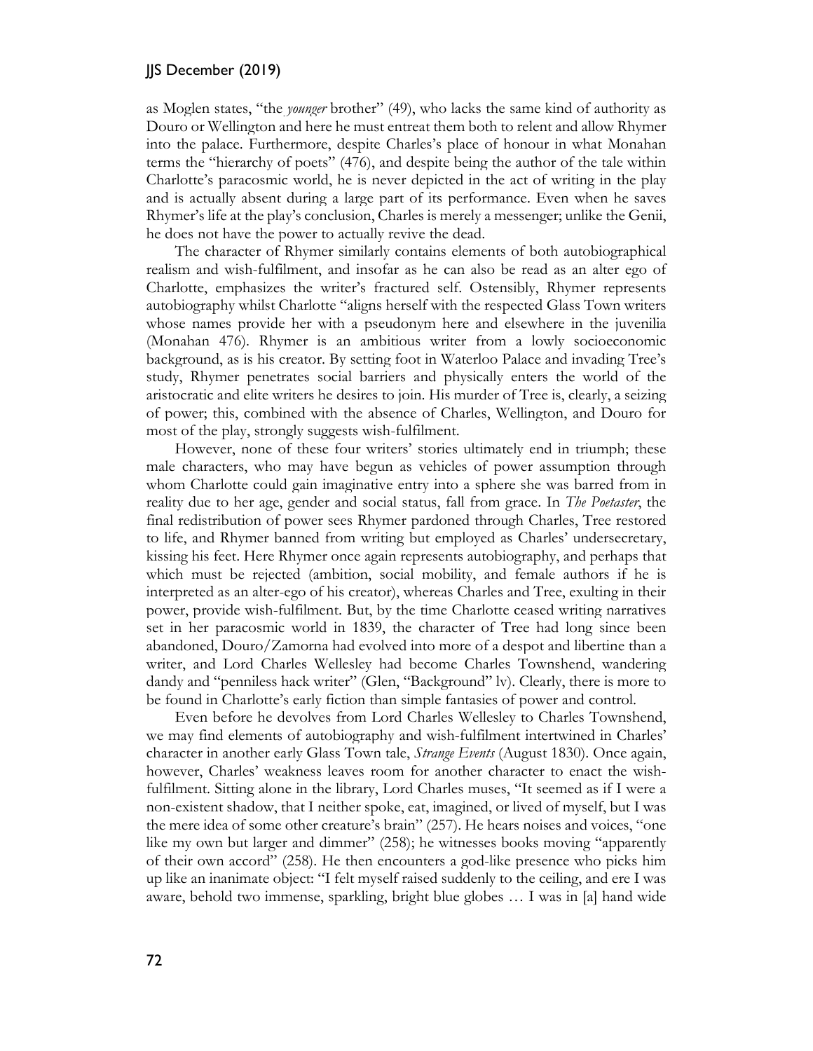as Moglen states, "the *younger* brother" (49), who lacks the same kind of authority as Douro or Wellington and here he must entreat them both to relent and allow Rhymer into the palace. Furthermore, despite Charles's place of honour in what Monahan terms the "hierarchy of poets" (476), and despite being the author of the tale within Charlotte's paracosmic world, he is never depicted in the act of writing in the play and is actually absent during a large part of its performance. Even when he saves Rhymer's life at the play's conclusion, Charles is merely a messenger; unlike the Genii, he does not have the power to actually revive the dead.

The character of Rhymer similarly contains elements of both autobiographical realism and wish-fulfilment, and insofar as he can also be read as an alter ego of Charlotte, emphasizes the writer's fractured self. Ostensibly, Rhymer represents autobiography whilst Charlotte "aligns herself with the respected Glass Town writers whose names provide her with a pseudonym here and elsewhere in the juvenilia (Monahan 476). Rhymer is an ambitious writer from a lowly socioeconomic background, as is his creator. By setting foot in Waterloo Palace and invading Tree's study, Rhymer penetrates social barriers and physically enters the world of the aristocratic and elite writers he desires to join. His murder of Tree is, clearly, a seizing of power; this, combined with the absence of Charles, Wellington, and Douro for most of the play, strongly suggests wish-fulfilment.

However, none of these four writers' stories ultimately end in triumph; these male characters, who may have begun as vehicles of power assumption through whom Charlotte could gain imaginative entry into a sphere she was barred from in reality due to her age, gender and social status, fall from grace. In *The Poetaster*, the final redistribution of power sees Rhymer pardoned through Charles, Tree restored to life, and Rhymer banned from writing but employed as Charles' undersecretary, kissing his feet. Here Rhymer once again represents autobiography, and perhaps that which must be rejected (ambition, social mobility, and female authors if he is interpreted as an alter-ego of his creator), whereas Charles and Tree, exulting in their power, provide wish-fulfilment. But, by the time Charlotte ceased writing narratives set in her paracosmic world in 1839, the character of Tree had long since been abandoned, Douro/Zamorna had evolved into more of a despot and libertine than a writer, and Lord Charles Wellesley had become Charles Townshend, wandering dandy and "penniless hack writer" (Glen, "Background" lv). Clearly, there is more to be found in Charlotte's early fiction than simple fantasies of power and control.

Even before he devolves from Lord Charles Wellesley to Charles Townshend, we may find elements of autobiography and wish-fulfilment intertwined in Charles' character in another early Glass Town tale, *Strange Events* (August 1830). Once again, however, Charles' weakness leaves room for another character to enact the wish-fulfilment. Sitting alone in the library, Lord Charles muses, "It seemed as if I were a non-existent shadow, that I neither spoke, eat, imagined, or lived of myself, but I was the mere idea of some other creature's brain" (257). He hears noises and voices, "one like my own but larger and dimmer" (258); he witnesses books moving "apparently of their own accord" (258). He then encounters a god-like presence who picks him up like an inanimate object: "I felt myself raised suddenly to the ceiling, and ere I was aware, behold two immense, sparkling, bright blue globes … I was in [a] hand wide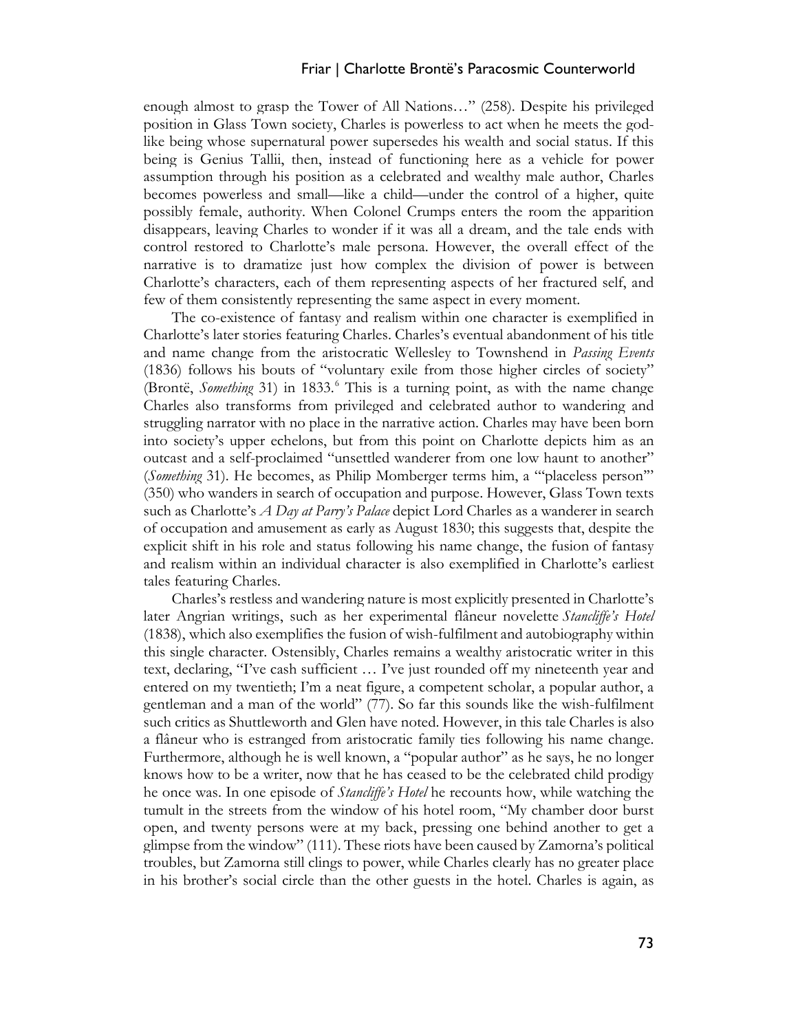enough almost to grasp the Tower of All Nations…" (258). Despite his privileged position in Glass Town society, Charles is powerless to act when he meets the god-like being whose supernatural power supersedes his wealth and social status. If this being is Genius Tallii, then, instead of functioning here as a vehicle for power assumption through his position as a celebrated and wealthy male author, Charles becomes powerless and small—like a child—under the control of a higher, quite possibly female, authority. When Colonel Crumps enters the room the apparition disappears, leaving Charles to wonder if it was all a dream, and the tale ends with control restored to Charlotte's male persona. However, the overall effect of the narrative is to dramatize just how complex the division of power is between Charlotte's characters, each of them representing aspects of her fractured self, and few of them consistently representing the same aspect in every moment.

The co-existence of fantasy and realism within one character is exemplified in Charlotte's later stories featuring Charles. Charles's eventual abandonment of his title and name change from the aristocratic Wellesley to Townshend in *Passing Events* (1836) follows his bouts of "voluntary exile from those higher circles of society" (Brontë, *Something* 31) in 1833.[6] This is a turning point, as with the name change Charles also transforms from privileged and celebrated author to wandering and struggling narrator with no place in the narrative action. Charles may have been born into society's upper echelons, but from this point on Charlotte depicts him as an outcast and a self-proclaimed "unsettled wanderer from one low haunt to another" (*Something* 31). He becomes, as Philip Momberger terms him, a "'placeless person'" (350) who wanders in search of occupation and purpose. However, Glass Town texts such as Charlotte's *A Day at Parry's Palace* depict Lord Charles as a wanderer in search of occupation and amusement as early as August 1830; this suggests that, despite the explicit shift in his role and status following his name change, the fusion of fantasy and realism within an individual character is also exemplified in Charlotte's earliest tales featuring Charles.

Charles's restless and wandering nature is most explicitly presented in Charlotte's later Angrian writings, such as her experimental flâneur novelette *Stancliffe's Hotel* (1838), which also exemplifies the fusion of wish-fulfilment and autobiography within this single character. Ostensibly, Charles remains a wealthy aristocratic writer in this text, declaring, "I've cash sufficient … I've just rounded off my nineteenth year and entered on my twentieth; I'm a neat figure, a competent scholar, a popular author, a gentleman and a man of the world" (77). So far this sounds like the wish-fulfilment such critics as Shuttleworth and Glen have noted. However, in this tale Charles is also a flâneur who is estranged from aristocratic family ties following his name change. Furthermore, although he is well known, a "popular author" as he says, he no longer knows how to be a writer, now that he has ceased to be the celebrated child prodigy he once was. In one episode of *Stancliffe's Hotel* he recounts how, while watching the tumult in the streets from the window of his hotel room, "My chamber door burst open, and twenty persons were at my back, pressing one behind another to get a glimpse from the window" (111). These riots have been caused by Zamorna's political troubles, but Zamorna still clings to power, while Charles clearly has no greater place in his brother's social circle than the other guests in the hotel. Charles is again, as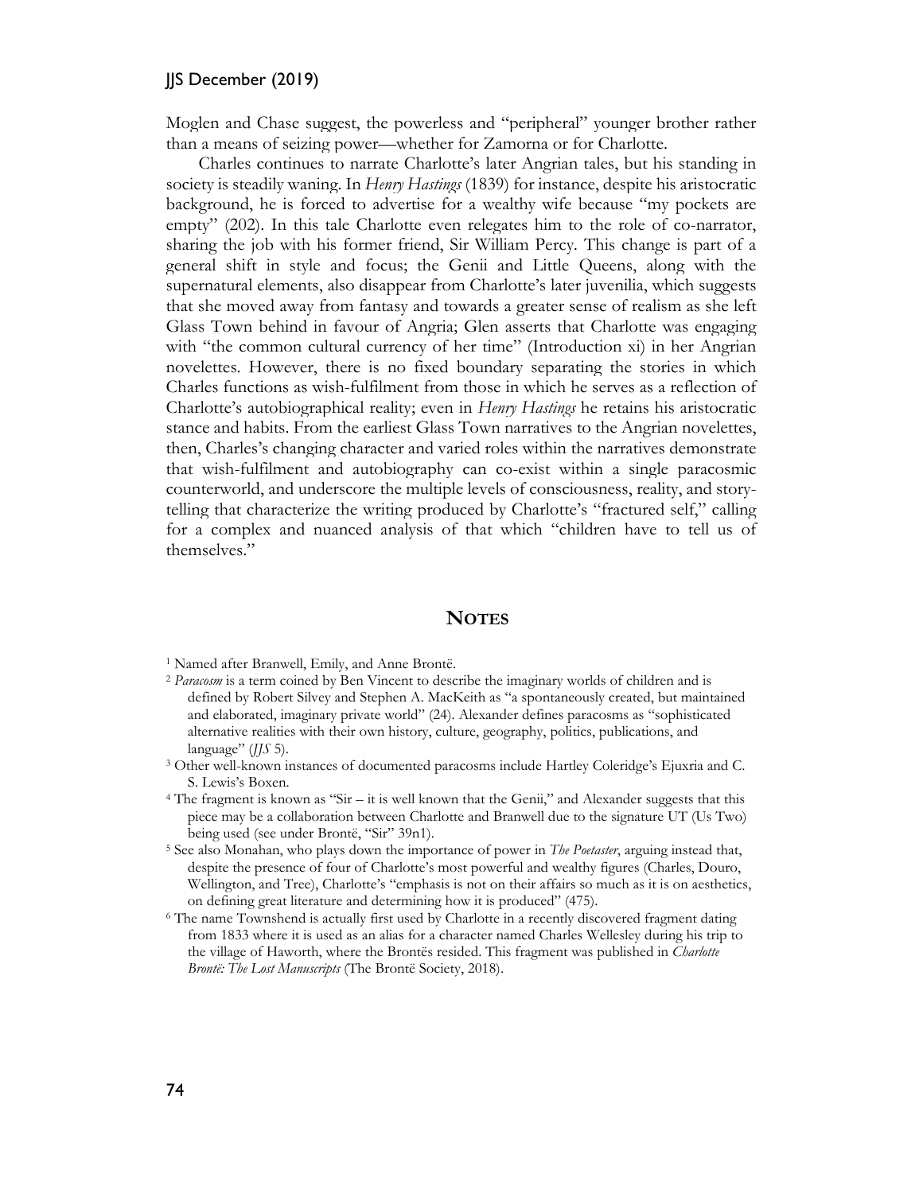Moglen and Chase suggest, the powerless and "peripheral" younger brother rather than a means of seizing power—whether for Zamorna or for Charlotte.

Charles continues to narrate Charlotte's later Angrian tales, but his standing in society is steadily waning. In *Henry Hastings* (1839) for instance, despite his aristocratic background, he is forced to advertise for a wealthy wife because "my pockets are empty" (202). In this tale Charlotte even relegates him to the role of co-narrator, sharing the job with his former friend, Sir William Percy. This change is part of a general shift in style and focus; the Genii and Little Queens, along with the supernatural elements, also disappear from Charlotte's later juvenilia, which suggests that she moved away from fantasy and towards a greater sense of realism as she left Glass Town behind in favour of Angria; Glen asserts that Charlotte was engaging with "the common cultural currency of her time" (Introduction xi) in her Angrian novelettes. However, there is no fixed boundary separating the stories in which Charles functions as wish-fulfilment from those in which he serves as a reflection of Charlotte's autobiographical reality; even in *Henry Hastings* he retains his aristocratic stance and habits. From the earliest Glass Town narratives to the Angrian novelettes, then, Charles's changing character and varied roles within the narratives demonstrate that wish-fulfilment and autobiography can co-exist within a single paracosmic counterworld, and underscore the multiple levels of consciousness, reality, and story-telling that characterize the writing produced by Charlotte's "fractured self," calling for a complex and nuanced analysis of that which "children have to tell us of themselves."

## NOTES

[1] Named after Branwell, Emily, and Anne Brontë.

[2] *Paracosm* is a term coined by Ben Vincent to describe the imaginary worlds of children and is defined by Robert Silvey and Stephen A. MacKeith as "a spontaneously created, but maintained and elaborated, imaginary private world" (24). Alexander defines paracosms as "sophisticated alternative realities with their own history, culture, geography, politics, publications, and language" (*JJS* 5).

[3] Other well-known instances of documented paracosms include Hartley Coleridge's Ejuxria and C. S. Lewis's Boxen.

[4] The fragment is known as "Sir – it is well known that the Genii," and Alexander suggests that this piece may be a collaboration between Charlotte and Branwell due to the signature UT (Us Two) being used (see under Brontë, "Sir" 39n1).

[5] See also Monahan, who plays down the importance of power in *The Poetaster*, arguing instead that, despite the presence of four of Charlotte's most powerful and wealthy figures (Charles, Douro, Wellington, and Tree), Charlotte's "emphasis is not on their affairs so much as it is on aesthetics, on defining great literature and determining how it is produced" (475).

[6] The name Townshend is actually first used by Charlotte in a recently discovered fragment dating from 1833 where it is used as an alias for a character named Charles Wellesley during his trip to the village of Haworth, where the Brontës resided. This fragment was published in *Charlotte Brontë: The Lost Manuscripts* (The Brontë Society, 2018).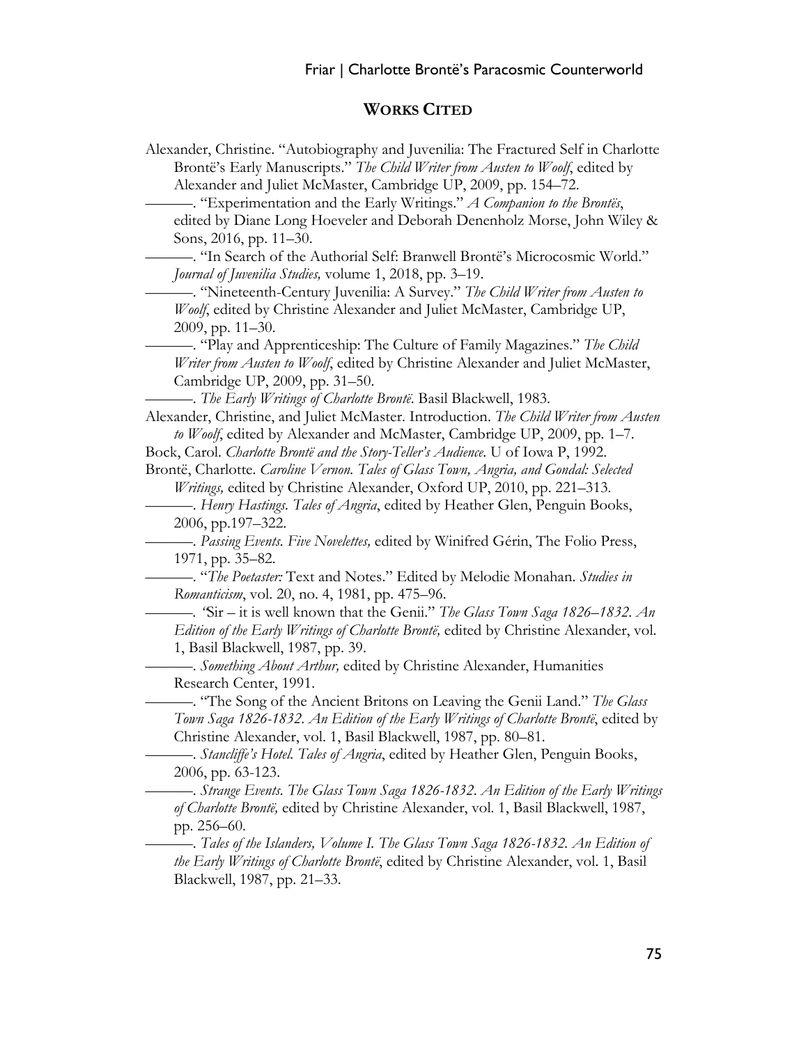## Works Cited

Alexander, Christine. "Autobiography and Juvenilia: The Fractured Self in Charlotte Brontë's Early Manuscripts." *The Child Writer from Austen to Woolf*, edited by Alexander and Juliet McMaster, Cambridge UP, 2009, pp. 154–72.

———. "Experimentation and the Early Writings." *A Companion to the Brontës*, edited by Diane Long Hoeveler and Deborah Denenholz Morse, John Wiley & Sons, 2016, pp. 11–30.

———. "In Search of the Authorial Self: Branwell Brontë's Microcosmic World." *Journal of Juvenilia Studies,* volume 1, 2018, pp. 3–19.

———. "Nineteenth-Century Juvenilia: A Survey." *The Child Writer from Austen to Woolf*, edited by Christine Alexander and Juliet McMaster, Cambridge UP, 2009, pp. 11–30.

———. "Play and Apprenticeship: The Culture of Family Magazines." *The Child Writer from Austen to Woolf*, edited by Christine Alexander and Juliet McMaster, Cambridge UP, 2009, pp. 31–50.

———. *The Early Writings of Charlotte Brontë*. Basil Blackwell, 1983.

Alexander, Christine, and Juliet McMaster. Introduction. *The Child Writer from Austen to Woolf*, edited by Alexander and McMaster, Cambridge UP, 2009, pp. 1–7.

Bock, Carol. *Charlotte Brontë and the Story-Teller's Audience*. U of Iowa P, 1992.

Brontë, Charlotte. *Caroline Vernon. Tales of Glass Town, Angria, and Gondal: Selected Writings,* edited by Christine Alexander, Oxford UP, 2010, pp. 221–313.

———. *Henry Hastings. Tales of Angria*, edited by Heather Glen, Penguin Books, 2006, pp.197–322.

———. *Passing Events. Five Novelettes,* edited by Winifred Gérin, The Folio Press, 1971, pp. 35–82.

———. "*The Poetaster:* Text and Notes." Edited by Melodie Monahan. *Studies in Romanticism*, vol. 20, no. 4, 1981, pp. 475–96.

———. *'*Sir – it is well known that the Genii." *The Glass Town Saga 1826–1832. An Edition of the Early Writings of Charlotte Brontë,* edited by Christine Alexander, vol. 1, Basil Blackwell, 1987, pp. 39.

———. *Something About Arthur,* edited by Christine Alexander, Humanities Research Center, 1991.

———. "The Song of the Ancient Britons on Leaving the Genii Land." *The Glass Town Saga 1826-1832. An Edition of the Early Writings of Charlotte Brontë*, edited by Christine Alexander, vol. 1, Basil Blackwell, 1987, pp. 80–81.

———. *Stancliffe's Hotel. Tales of Angria*, edited by Heather Glen, Penguin Books, 2006, pp. 63-123.

———. *Strange Events. The Glass Town Saga 1826-1832. An Edition of the Early Writings of Charlotte Brontë,* edited by Christine Alexander, vol. 1, Basil Blackwell, 1987, pp. 256–60.

———. *Tales of the Islanders, Volume I. The Glass Town Saga 1826-1832. An Edition of the Early Writings of Charlotte Brontë*, edited by Christine Alexander, vol. 1, Basil Blackwell, 1987, pp. 21–33.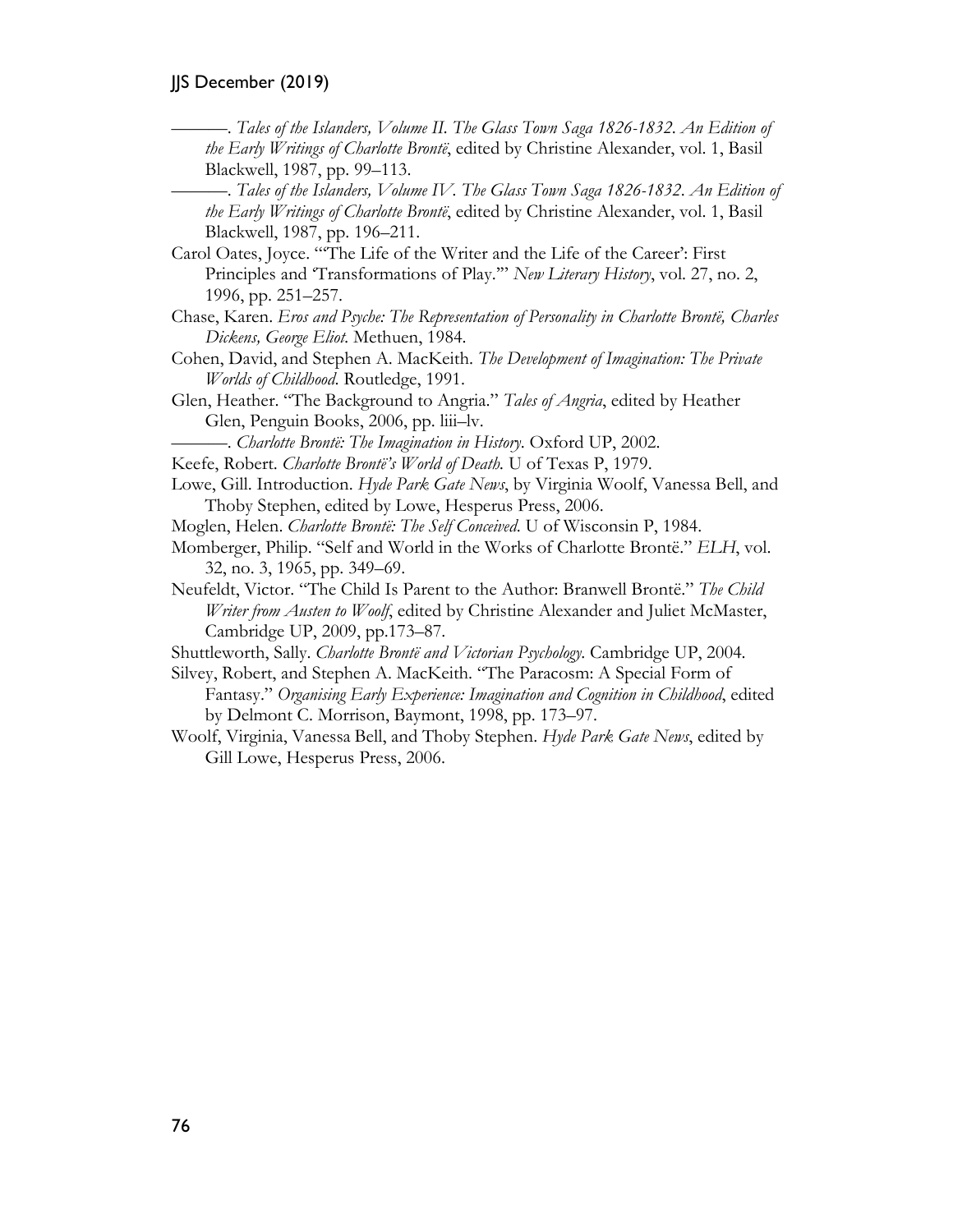———. *Tales of the Islanders, Volume II. The Glass Town Saga 1826-1832. An Edition of the Early Writings of Charlotte Brontë*, edited by Christine Alexander, vol. 1, Basil Blackwell, 1987, pp. 99–113.

———. *Tales of the Islanders, Volume IV. The Glass Town Saga 1826-1832. An Edition of the Early Writings of Charlotte Brontë*, edited by Christine Alexander, vol. 1, Basil Blackwell, 1987, pp. 196–211.

Carol Oates, Joyce. "'The Life of the Writer and the Life of the Career': First Principles and 'Transformations of Play.'" *New Literary History*, vol. 27, no. 2, 1996, pp. 251–257.

Chase, Karen. *Eros and Psyche: The Representation of Personality in Charlotte Brontë, Charles Dickens, George Eliot.* Methuen, 1984.

Cohen, David, and Stephen A. MacKeith. *The Development of Imagination: The Private Worlds of Childhood.* Routledge, 1991.

Glen, Heather. "The Background to Angria." *Tales of Angria*, edited by Heather Glen, Penguin Books, 2006, pp. liii–lv.

———. *Charlotte Brontë: The Imagination in History.* Oxford UP, 2002.

Keefe, Robert. *Charlotte Brontë's World of Death.* U of Texas P, 1979.

Lowe, Gill. Introduction. *Hyde Park Gate News*, by Virginia Woolf, Vanessa Bell, and Thoby Stephen, edited by Lowe, Hesperus Press, 2006.

Moglen, Helen. *Charlotte Brontë: The Self Conceived.* U of Wisconsin P, 1984.

Momberger, Philip. "Self and World in the Works of Charlotte Brontë." *ELH*, vol. 32, no. 3, 1965, pp. 349–69.

Neufeldt, Victor. "The Child Is Parent to the Author: Branwell Brontë." *The Child Writer from Austen to Woolf*, edited by Christine Alexander and Juliet McMaster, Cambridge UP, 2009, pp.173–87.

Shuttleworth, Sally. *Charlotte Brontë and Victorian Psychology.* Cambridge UP, 2004.

Silvey, Robert, and Stephen A. MacKeith. "The Paracosm: A Special Form of Fantasy." *Organising Early Experience: Imagination and Cognition in Childhood*, edited by Delmont C. Morrison, Baymont, 1998, pp. 173–97.

Woolf, Virginia, Vanessa Bell, and Thoby Stephen. *Hyde Park Gate News*, edited by Gill Lowe, Hesperus Press, 2006.